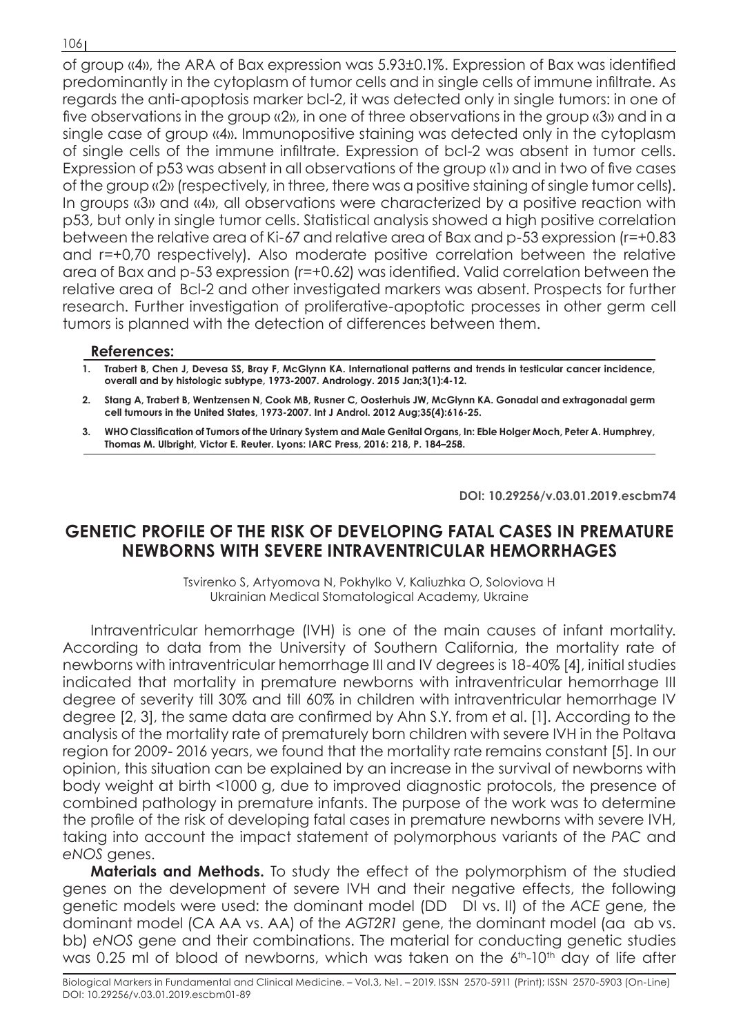of group «4», the ARA of Bax expression was 5.93±0.1%. Expression of Bax was identified predominantly in the cytoplasm of tumor cells and in single cells of immune infiltrate. As regards the anti-apoptosis marker bcl-2, it was detected only in single tumors: in one of five observations in the group «2», in one of three observations in the group «3» and in a single case of group «4». Immunopositive staining was detected only in the cytoplasm of single cells of the immune infiltrate. Expression of bcl-2 was absent in tumor cells. Expression of p53 was absent in all observations of the group «1» and in two of five cases of the group «2» (respectively, in three, there was a positive staining of single tumor cells). In groups «3» and «4», all observations were characterized by a positive reaction with p53, but only in single tumor cells. Statistical analysis showed a high positive correlation between the relative area of Ki-67 and relative area of Bax and p-53 expression (r=+0.83 and r=+0,70 respectively). Also moderate positive correlation between the relative area of Bax and p-53 expression (r=+0.62) was identified. Valid correlation between the relative area of Bcl-2 and other investigated markers was absent. Prospects for further research. Further investigation of proliferative-apoptotic processes in other germ cell tumors is planned with the detection of differences between them.

**References:**

1. **Trabert B, Chen J, Devesa SS, Bray F, McGlynn KA. International patterns and trends in testicular cancer incidence, overall and by histologic subtype, 1973-2007. Andrology. 2015 Jan;3(1):4-12.**
2. **Stang A, Trabert B, Wentzensen N, Cook MB, Rusner C, Oosterhuis JW, McGlynn KA. Gonadal and extragonadal germ cell tumours in the United States, 1973-2007. Int J Androl. 2012 Aug;35(4):616-25.**
3. **WHO Classification of Tumors of the Urinary System and Male Genital Organs, In: Eble Holger Moch, Peter A. Humphrey, Thomas M. Ulbright, Victor E. Reuter. Lyons: IARC Press, 2016: 218, P. 184–258.**

**DOI: 10.29256/v.03.01.2019.escbm74**

## GENETIC PROFILE OF THE RISK OF DEVELOPING FATAL CASES IN PREMATURE NEWBORNS WITH SEVERE INTRAVENTRICULAR HEMORRHAGES

Tsvirenko S, Artyomova N, Pokhylko V, Kaliuzhka O, Soloviova H
Ukrainian Medical Stomatological Academy, Ukraine

Intraventricular hemorrhage (IVH) is one of the main causes of infant mortality. According to data from the University of Southern California, the mortality rate of newborns with intraventricular hemorrhage III and IV degrees is 18-40% [4], initial studies indicated that mortality in premature newborns with intraventricular hemorrhage III degree of severity till 30% and till 60% in children with intraventricular hemorrhage IV degree [2, 3], the same data are confirmed by Ahn S.Y. from et al. [1]. According to the analysis of the mortality rate of prematurely born children with severe IVH in the Poltava region for 2009- 2016 years, we found that the mortality rate remains constant [5]. In our opinion, this situation can be explained by an increase in the survival of newborns with body weight at birth <1000 g, due to improved diagnostic protocols, the presence of combined pathology in premature infants. The purpose of the work was to determine the profile of the risk of developing fatal cases in premature newborns with severe IVH, taking into account the impact statement of polymorphous variants of the *PAC* and *eNOS* genes.

**Materials and Methods.** To study the effect of the polymorphism of the studied genes on the development of severe IVH and their negative effects, the following genetic models were used: the dominant model (DD DI vs. II) of the *ACE* gene, the dominant model (CA AA vs. AA) of the *AGT2R1* gene, the dominant model (aa ab vs. bb) *eNOS* gene and their combinations. The material for conducting genetic studies was 0.25 ml of blood of newborns, which was taken on the $6^{th}$-$10^{th}$ day of life after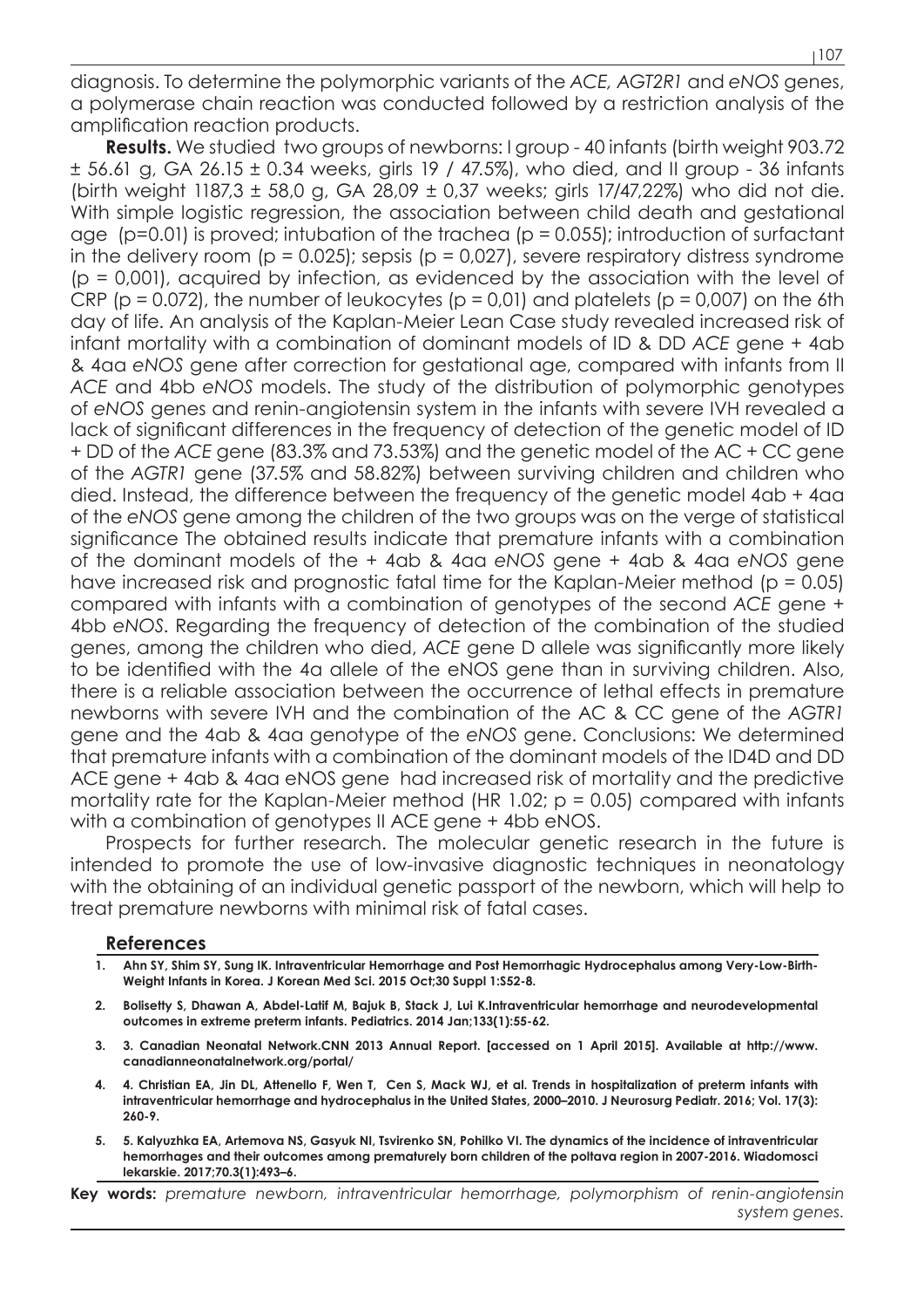diagnosis. To determine the polymorphic variants of the *ACE, AGT2R1* and *eNOS* genes, a polymerase chain reaction was conducted followed by a restriction analysis of the amplification reaction products.

**Results.** We studied two groups of newborns: I group - 40 infants (birth weight 903.72 ± 56.61 g, GA 26.15 ± 0.34 weeks, girls 19 / 47.5%), who died, and II group - 36 infants (birth weight 1187,3 ± 58,0 g, GA 28,09 ± 0,37 weeks; girls 17/47,22%) who did not die. With simple logistic regression, the association between child death and gestational age ($p=0.01$) is proved; intubation of the trachea ($p = 0.055$); introduction of surfactant in the delivery room ($p = 0.025$); sepsis ($p = 0,027$), severe respiratory distress syndrome ($p = 0,001$), acquired by infection, as evidenced by the association with the level of CRP ($p = 0.072$), the number of leukocytes ($p = 0,01$) and platelets ($p = 0,007$) on the 6th day of life. An analysis of the Kaplan-Meier Lean Case study revealed increased risk of infant mortality with a combination of dominant models of ID & DD *ACE* gene + 4ab & 4aa *eNOS* gene after correction for gestational age, compared with infants from II *ACE* and 4bb *eNOS* models. The study of the distribution of polymorphic genotypes of *eNOS* genes and renin-angiotensin system in the infants with severe IVH revealed a lack of significant differences in the frequency of detection of the genetic model of ID + DD of the *ACE* gene (83.3% and 73.53%) and the genetic model of the AC + CC gene of the *AGTR1* gene (37.5% and 58.82%) between surviving children and children who died. Instead, the difference between the frequency of the genetic model 4ab + 4aa of the *eNOS* gene among the children of the two groups was on the verge of statistical significance The obtained results indicate that premature infants with a combination of the dominant models of the + 4ab & 4aa *eNOS* gene + 4ab & 4aa *eNOS* gene have increased risk and prognostic fatal time for the Kaplan-Meier method ($p = 0.05$) compared with infants with a combination of genotypes of the second *ACE* gene + 4bb *eNOS*. Regarding the frequency of detection of the combination of the studied genes, among the children who died, *ACE* gene D allele was significantly more likely to be identified with the 4a allele of the eNOS gene than in surviving children. Also, there is a reliable association between the occurrence of lethal effects in premature newborns with severe IVH and the combination of the AC & CC gene of the *AGTR1* gene and the 4ab & 4aa genotype of the *eNOS* gene. Conclusions: We determined that premature infants with a combination of the dominant models of the ID4D and DD ACE gene + 4ab & 4aa eNOS gene had increased risk of mortality and the predictive mortality rate for the Kaplan-Meier method (HR 1.02; $p = 0.05$) compared with infants with a combination of genotypes II ACE gene + 4bb eNOS.

Prospects for further research. The molecular genetic research in the future is intended to promote the use of low-invasive diagnostic techniques in neonatology with the obtaining of an individual genetic passport of the newborn, which will help to treat premature newborns with minimal risk of fatal cases.

### References

1. **Ahn SY, Shim SY, Sung IK. Intraventricular Hemorrhage and Post Hemorrhagic Hydrocephalus among Very-Low-Birth-Weight Infants in Korea. J Korean Med Sci. 2015 Oct;30 Suppl 1:S52-8.**
2. **Bolisetty S, Dhawan A, Abdel-Latif M, Bajuk B, Stack J, Lui K.Intraventricular hemorrhage and neurodevelopmental outcomes in extreme preterm infants. Pediatrics. 2014 Jan;133(1):55-62.**
3. **3. Canadian Neonatal Network.CNN 2013 Annual Report. [accessed on 1 April 2015]. Available at http://www.canadianneonatalnetwork.org/portal/**
4. **4. Christian EA, Jin DL, Attenello F, Wen T, Cen S, Mack WJ, et al. Trends in hospitalization of preterm infants with intraventricular hemorrhage and hydrocephalus in the United States, 2000–2010. J Neurosurg Pediatr. 2016; Vol. 17(3): 260-9.**
5. **5. Kalyuzhka EA, Artemova NS, Gasyuk NI, Tsvirenko SN, Pohilko VI. The dynamics of the incidence of intraventricular hemorrhages and their outcomes among prematurely born children of the poltava region in 2007-2016. Wiadomosci lekarskie. 2017;70.3(1):493–6.**

**Key words:** *premature newborn, intraventricular hemorrhage, polymorphism of renin-angiotensin system genes.*